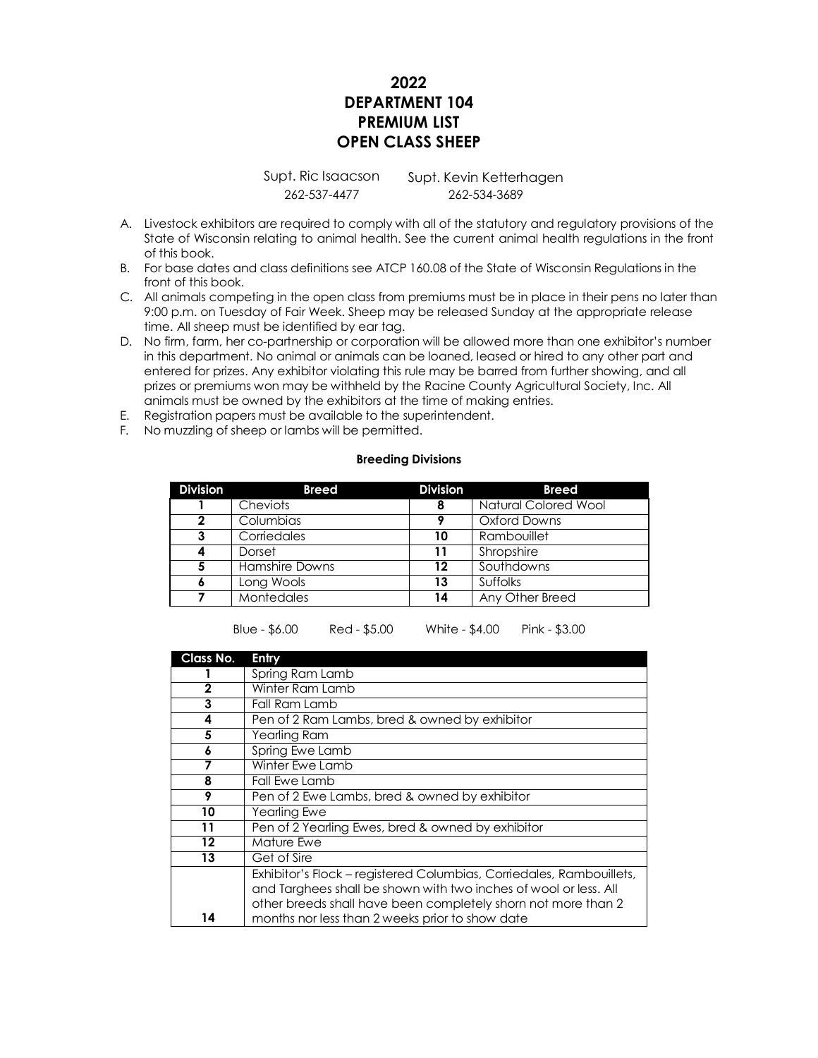# 2022
# DEPARTMENT 104
# PREMIUM LIST
# OPEN CLASS SHEEP

Supt. Ric Isaacson
262-537-4477

Supt. Kevin Ketterhagen
262-534-3689

A. Livestock exhibitors are required to comply with all of the statutory and regulatory provisions of the State of Wisconsin relating to animal health. See the current animal health regulations in the front of this book.
B. For base dates and class definitions see ATCP 160.08 of the State of Wisconsin Regulations in the front of this book.
C. All animals competing in the open class from premiums must be in place in their pens no later than 9:00 p.m. on Tuesday of Fair Week. Sheep may be released Sunday at the appropriate release time. All sheep must be identified by ear tag.
D. No firm, farm, her co-partnership or corporation will be allowed more than one exhibitor's number in this department. No animal or animals can be loaned, leased or hired to any other part and entered for prizes. Any exhibitor violating this rule may be barred from further showing, and all prizes or premiums won may be withheld by the Racine County Agricultural Society, Inc. All animals must be owned by the exhibitors at the time of making entries.
E. Registration papers must be available to the superintendent.
F. No muzzling of sheep or lambs will be permitted.

**Breeding Divisions**

| Division | Breed | Division | Breed |
|---|---|---|---|
| 1 | Cheviots | 8 | Natural Colored Wool |
| 2 | Columbias | 9 | Oxford Downs |
| 3 | Corriedales | 10 | Rambouillet |
| 4 | Dorset | 11 | Shropshire |
| 5 | Hamshire Downs | 12 | Southdowns |
| 6 | Long Wools | 13 | Suffolks |
| 7 | Montedales | 14 | Any Other Breed |

Blue - $6.00 Red - $5.00 White - $4.00 Pink - $3.00

| Class No. | Entry |
|---|---|
| 1 | Spring Ram Lamb |
| 2 | Winter Ram Lamb |
| 3 | Fall Ram Lamb |
| 4 | Pen of 2 Ram Lambs, bred & owned by exhibitor |
| 5 | Yearling Ram |
| 6 | Spring Ewe Lamb |
| 7 | Winter Ewe Lamb |
| 8 | Fall Ewe Lamb |
| 9 | Pen of 2 Ewe Lambs, bred & owned by exhibitor |
| 10 | Yearling Ewe |
| 11 | Pen of 2 Yearling Ewes, bred & owned by exhibitor |
| 12 | Mature Ewe |
| 13 | Get of Sire |
| 14 | Exhibitor's Flock – registered Columbias, Corriedales, Rambouillets, and Targhees shall be shown with two inches of wool or less. All other breeds shall have been completely shorn not more than 2 months nor less than 2 weeks prior to show date |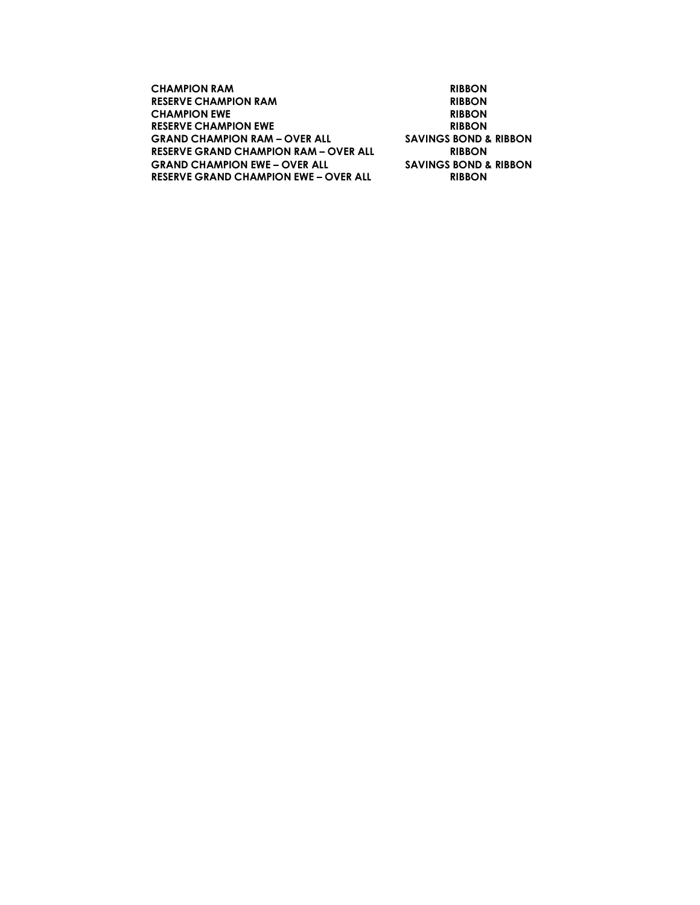| | |
|---|---|
| **CHAMPION RAM** | **RIBBON** |
| **RESERVE CHAMPION RAM** | **RIBBON** |
| **CHAMPION EWE** | **RIBBON** |
| **RESERVE CHAMPION EWE** | **RIBBON** |
| **GRAND CHAMPION RAM – OVER ALL** | **SAVINGS BOND & RIBBON** |
| **RESERVE GRAND CHAMPION RAM – OVER ALL** | **RIBBON** |
| **GRAND CHAMPION EWE – OVER ALL** | **SAVINGS BOND & RIBBON** |
| **RESERVE GRAND CHAMPION EWE – OVER ALL** | **RIBBON** |